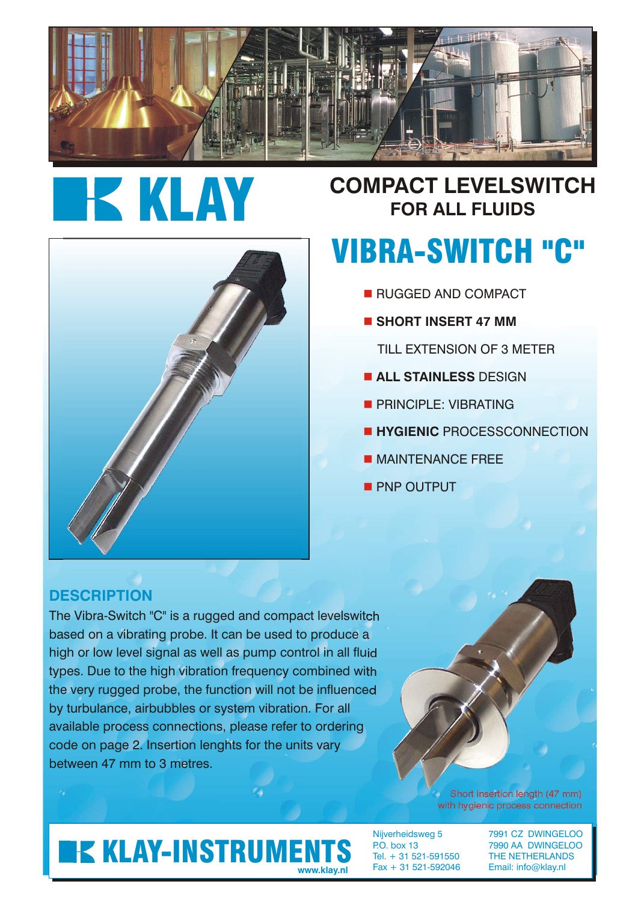# KLAY

## COMPACT LEVELSWITCH
### FOR ALL FLUIDS

# VIBRA-SWITCH "C"

- RUGGED AND COMPACT
- **SHORT INSERT 47 MM**
  TILL EXTENSION OF 3 METER
- **ALL STAINLESS** DESIGN
- PRINCIPLE: VIBRATING
- **HYGIENIC** PROCESSCONNECTION
- MAINTENANCE FREE
- PNP OUTPUT

## DESCRIPTION

The Vibra-Switch "C" is a rugged and compact levelswitch based on a vibrating probe. It can be used to produce a high or low level signal as well as pump control in all fluid types. Due to the high vibration frequency combined with the very rugged probe, the function will not be influenced by turbulance, airbubbles or system vibration. For all available process connections, please refer to ordering code on page 2. Insertion lenghts for the units vary between 47 mm to 3 metres.

Short insertion length (47 mm) with hygienic process connection

**KLAY-INSTRUMENTS**
www.klay.nl

Nijverheidsweg 5
P.O. box 13
Tel. + 31 521-591550
Fax + 31 521-592046

7991 CZ DWINGELOO
7990 AA DWINGELOO
THE NETHERLANDS
Email: info@klay.nl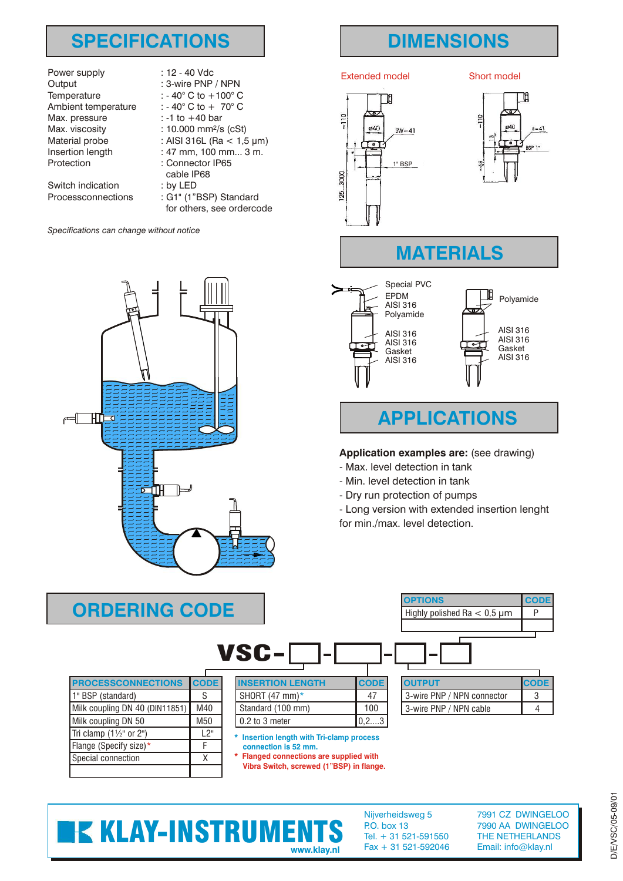## SPECIFICATIONS

| | |
|---|---|
| Power supply | : 12 - 40 Vdc |
| Output | : 3-wire PNP / NPN |
| Temperature | : - 40° C to +100° C |
| Ambient temperature | : - 40° C to + 70° C |
| Max. pressure | : -1 to +40 bar |
| Max. viscosity | : 10.000 mm²/s (cSt) |
| Material probe | : AISI 316L (Ra < 1,5 µm) |
| Insertion length | : 47 mm, 100 mm... 3 m. |
| Protection | : Connector IP65<br>cable IP68 |
| Switch indication | : by LED |
| Processconnections | : G1" (1"BSP) Standard<br>for others, see ordercode |

*Specifications can change without notice*

## DIMENSIONS

Extended model

Short model

110
ø40
SW=41
1" BSP
125...3000

110
13
ø40
s=41
BSP 1"
69

## MATERIALS

Special PVC
EPDM
AISI 316
Polyamide
AISI 316
AISI 316
Gasket
AISI 316

Polyamide
AISI 316
AISI 316
Gasket
AISI 316

## APPLICATIONS

**Application examples are:** (see drawing)
- Max. level detection in tank
- Min. level detection in tank
- Dry run protection of pumps
- Long version with extended insertion lenght for min./max. level detection.

## ORDERING CODE

**VSC-** [ ] - [ ] - [ ] - [ ]

| OPTIONS | CODE |
|---|---|
| Highly polished Ra < 0,5 µm | P |
| | |

| PROCESSCONNECTIONS | CODE |
|---|---|
| 1" BSP (standard) | S |
| Milk coupling DN 40 (DIN11851) | M40 |
| Milk coupling DN 50 | M50 |
| Tri clamp (1½" or 2") | L2" |
| Flange (Specify size)* | F |
| Special connection | X |
| | |

| INSERTION LENGTH | CODE |
|---|---|
| SHORT (47 mm)* | 47 |
| Standard (100 mm) | 100 |
| 0.2 to 3 meter | 0,2....3 |

\* Insertion length with Tri-clamp process connection is 52 mm.
\* Flanged connections are supplied with Vibra Switch, screwed (1"BSP) in flange.

| OUTPUT | CODE |
|---|---|
| 3-wire PNP / NPN connector | 3 |
| 3-wire PNP / NPN cable | 4 |

**KLAY-INSTRUMENTS**
www.klay.nl

Nijverheidsweg 5
P.O. box 13
Tel. + 31 521-591550
Fax + 31 521-592046

7991 CZ DWINGELOO
7990 AA DWINGELOO
THE NETHERLANDS
Email: info@klay.nl

D/E/VSC/05-09/01